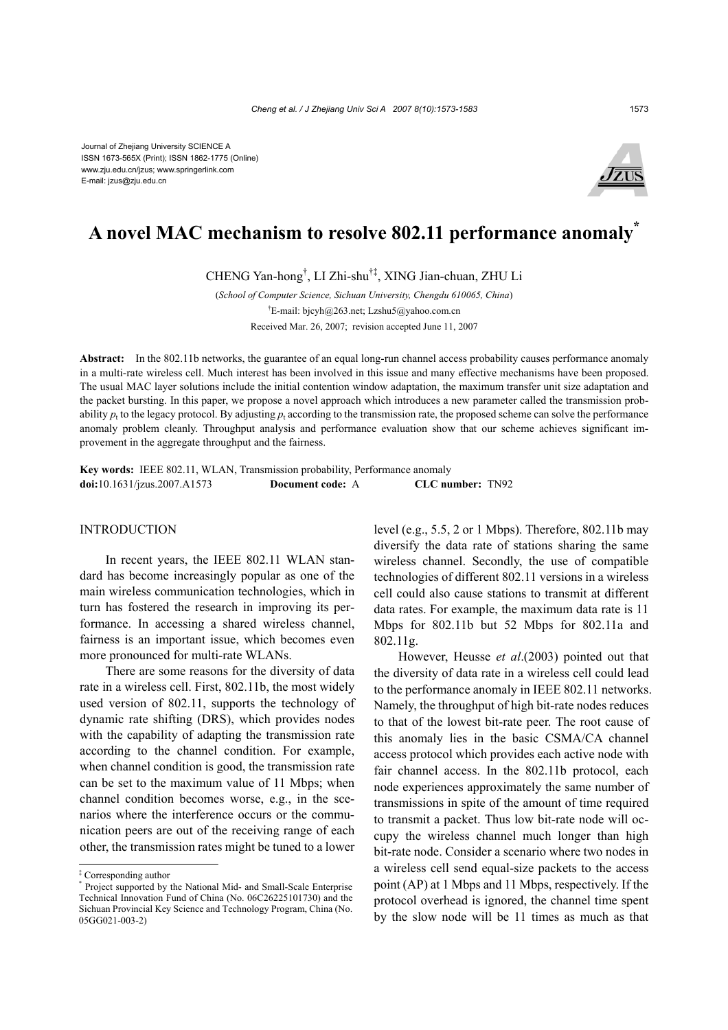Journal of Zhejiang University SCIENCE A
ISSN 1673-565X (Print); ISSN 1862-1775 (Online)
www.zju.edu.cn/jzus; www.springerlink.com
E-mail: jzus@zju.edu.cn

# A novel MAC mechanism to resolve 802.11 performance anomaly*

CHENG Yan-hong†, LI Zhi-shu†‡, XING Jian-chuan, ZHU Li

(*School of Computer Science, Sichuan University, Chengdu 610065, China*)

†E-mail: bjcyh@263.net; Lzshu5@yahoo.com.cn

Received Mar. 26, 2007; revision accepted June 11, 2007

**Abstract:** In the 802.11b networks, the guarantee of an equal long-run channel access probability causes performance anomaly in a multi-rate wireless cell. Much interest has been involved in this issue and many effective mechanisms have been proposed. The usual MAC layer solutions include the initial contention window adaptation, the maximum transfer unit size adaptation and the packet bursting. In this paper, we propose a novel approach which introduces a new parameter called the transmission probability $p_t$ to the legacy protocol. By adjusting $p_t$ according to the transmission rate, the proposed scheme can solve the performance anomaly problem cleanly. Throughput analysis and performance evaluation show that our scheme achieves significant improvement in the aggregate throughput and the fairness.

**Key words:** IEEE 802.11, WLAN, Transmission probability, Performance anomaly
**doi:**10.1631/jzus.2007.A1573 **Document code:** A **CLC number:** TN92

## INTRODUCTION

In recent years, the IEEE 802.11 WLAN standard has become increasingly popular as one of the main wireless communication technologies, which in turn has fostered the research in improving its performance. In accessing a shared wireless channel, fairness is an important issue, which becomes even more pronounced for multi-rate WLANs.

There are some reasons for the diversity of data rate in a wireless cell. First, 802.11b, the most widely used version of 802.11, supports the technology of dynamic rate shifting (DRS), which provides nodes with the capability of adapting the transmission rate according to the channel condition. For example, when channel condition is good, the transmission rate can be set to the maximum value of 11 Mbps; when channel condition becomes worse, e.g., in the scenarios where the interference occurs or the communication peers are out of the receiving range of each other, the transmission rates might be tuned to a lower level (e.g., 5.5, 2 or 1 Mbps). Therefore, 802.11b may diversify the data rate of stations sharing the same wireless channel. Secondly, the use of compatible technologies of different 802.11 versions in a wireless cell could also cause stations to transmit at different data rates. For example, the maximum data rate is 11 Mbps for 802.11b but 52 Mbps for 802.11a and 802.11g.

However, Heusse *et al*.(2003) pointed out that the diversity of data rate in a wireless cell could lead to the performance anomaly in IEEE 802.11 networks. Namely, the throughput of high bit-rate nodes reduces to that of the lowest bit-rate peer. The root cause of this anomaly lies in the basic CSMA/CA channel access protocol which provides each active node with fair channel access. In the 802.11b protocol, each node experiences approximately the same number of transmissions in spite of the amount of time required to transmit a packet. Thus low bit-rate node will occupy the wireless channel much longer than high bit-rate node. Consider a scenario where two nodes in a wireless cell send equal-size packets to the access point (AP) at 1 Mbps and 11 Mbps, respectively. If the protocol overhead is ignored, the channel time spent by the slow node will be 11 times as much as that

‡ Corresponding author
* Project supported by the National Mid- and Small-Scale Enterprise Technical Innovation Fund of China (No. 06C26225101730) and the Sichuan Provincial Key Science and Technology Program, China (No. 05GG021-003-2)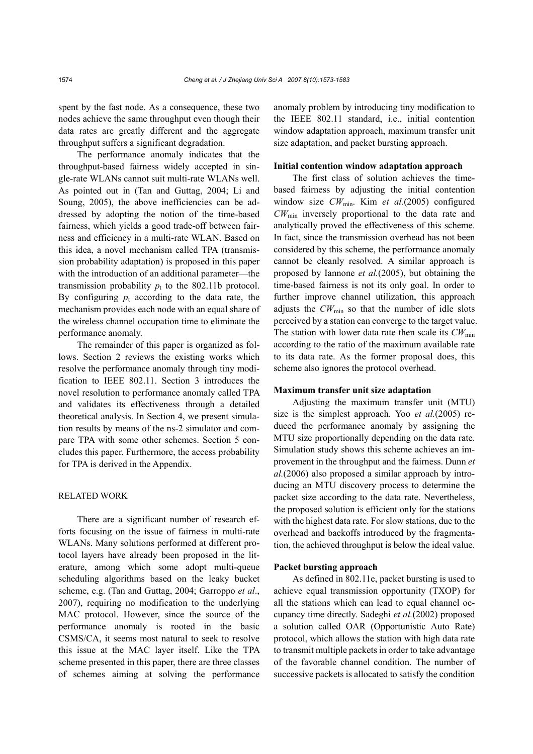spent by the fast node. As a consequence, these two nodes achieve the same throughput even though their data rates are greatly different and the aggregate throughput suffers a significant degradation.

The performance anomaly indicates that the throughput-based fairness widely accepted in single-rate WLANs cannot suit multi-rate WLANs well. As pointed out in (Tan and Guttag, 2004; Li and Soung, 2005), the above inefficiencies can be addressed by adopting the notion of the time-based fairness, which yields a good trade-off between fairness and efficiency in a multi-rate WLAN. Based on this idea, a novel mechanism called TPA (transmission probability adaptation) is proposed in this paper with the introduction of an additional parameter—the transmission probability $p_t$ to the 802.11b protocol. By configuring $p_t$ according to the data rate, the mechanism provides each node with an equal share of the wireless channel occupation time to eliminate the performance anomaly.

The remainder of this paper is organized as follows. Section 2 reviews the existing works which resolve the performance anomaly through tiny modification to IEEE 802.11. Section 3 introduces the novel resolution to performance anomaly called TPA and validates its effectiveness through a detailed theoretical analysis. In Section 4, we present simulation results by means of the ns-2 simulator and compare TPA with some other schemes. Section 5 concludes this paper. Furthermore, the access probability for TPA is derived in the Appendix.

## RELATED WORK

There are a significant number of research efforts focusing on the issue of fairness in multi-rate WLANs. Many solutions performed at different protocol layers have already been proposed in the literature, among which some adopt multi-queue scheduling algorithms based on the leaky bucket scheme, e.g. (Tan and Guttag, 2004; Garroppo *et al*., 2007), requiring no modification to the underlying MAC protocol. However, since the source of the performance anomaly is rooted in the basic CSMS/CA, it seems most natural to seek to resolve this issue at the MAC layer itself. Like the TPA scheme presented in this paper, there are three classes of schemes aiming at solving the performance anomaly problem by introducing tiny modification to the IEEE 802.11 standard, i.e., initial contention window adaptation approach, maximum transfer unit size adaptation, and packet bursting approach.

### Initial contention window adaptation approach

The first class of solution achieves the time-based fairness by adjusting the initial contention window size $CW_{\min}$. Kim *et al.*(2005) configured $CW_{\min}$ inversely proportional to the data rate and analytically proved the effectiveness of this scheme. In fact, since the transmission overhead has not been considered by this scheme, the performance anomaly cannot be cleanly resolved. A similar approach is proposed by Iannone *et al.*(2005), but obtaining the time-based fairness is not its only goal. In order to further improve channel utilization, this approach adjusts the $CW_{\min}$ so that the number of idle slots perceived by a station can converge to the target value. The station with lower data rate then scale its $CW_{\min}$ according to the ratio of the maximum available rate to its data rate. As the former proposal does, this scheme also ignores the protocol overhead.

### Maximum transfer unit size adaptation

Adjusting the maximum transfer unit (MTU) size is the simplest approach. Yoo *et al.*(2005) reduced the performance anomaly by assigning the MTU size proportionally depending on the data rate. Simulation study shows this scheme achieves an improvement in the throughput and the fairness. Dunn *et al.*(2006) also proposed a similar approach by introducing an MTU discovery process to determine the packet size according to the data rate. Nevertheless, the proposed solution is efficient only for the stations with the highest data rate. For slow stations, due to the overhead and backoffs introduced by the fragmentation, the achieved throughput is below the ideal value.

### Packet bursting approach

As defined in 802.11e, packet bursting is used to achieve equal transmission opportunity (TXOP) for all the stations which can lead to equal channel occupancy time directly. Sadeghi *et al.*(2002) proposed a solution called OAR (Opportunistic Auto Rate) protocol, which allows the station with high data rate to transmit multiple packets in order to take advantage of the favorable channel condition. The number of successive packets is allocated to satisfy the condition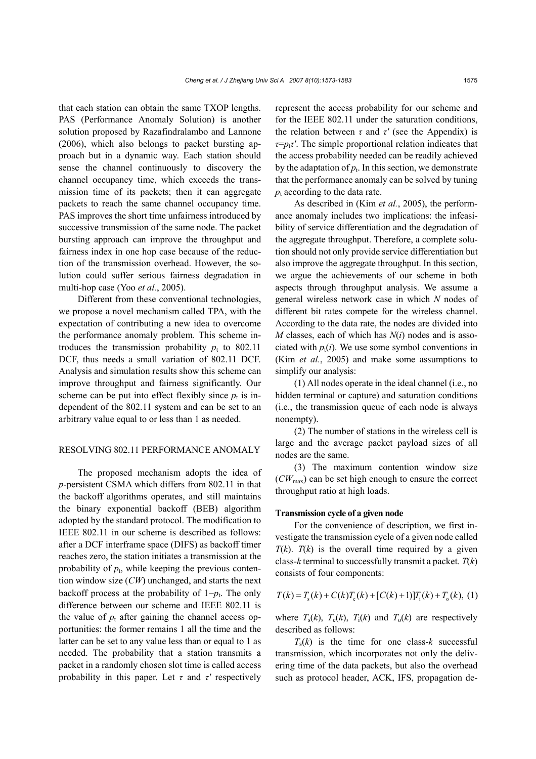that each station can obtain the same TXOP lengths. PAS (Performance Anomaly Solution) is another solution proposed by Razafindralambo and Lannone (2006), which also belongs to packet bursting approach but in a dynamic way. Each station should sense the channel continuously to discovery the channel occupancy time, which exceeds the transmission time of its packets; then it can aggregate packets to reach the same channel occupancy time. PAS improves the short time unfairness introduced by successive transmission of the same node. The packet bursting approach can improve the throughput and fairness index in one hop case because of the reduction of the transmission overhead. However, the solution could suffer serious fairness degradation in multi-hop case (Yoo *et al.*, 2005).

Different from these conventional technologies, we propose a novel mechanism called TPA, with the expectation of contributing a new idea to overcome the performance anomaly problem. This scheme introduces the transmission probability $p_t$ to 802.11 DCF, thus needs a small variation of 802.11 DCF. Analysis and simulation results show this scheme can improve throughput and fairness significantly. Our scheme can be put into effect flexibly since $p_t$ is independent of the 802.11 system and can be set to an arbitrary value equal to or less than 1 as needed.

## RESOLVING 802.11 PERFORMANCE ANOMALY

The proposed mechanism adopts the idea of *p*-persistent CSMA which differs from 802.11 in that the backoff algorithms operates, and still maintains the binary exponential backoff (BEB) algorithm adopted by the standard protocol. The modification to IEEE 802.11 in our scheme is described as follows: after a DCF interframe space (DIFS) as backoff timer reaches zero, the station initiates a transmission at the probability of $p_t$, while keeping the previous contention window size (*CW*) unchanged, and starts the next backoff process at the probability of $1-p_t$. The only difference between our scheme and IEEE 802.11 is the value of $p_t$ after gaining the channel access opportunities: the former remains 1 all the time and the latter can be set to any value less than or equal to 1 as needed. The probability that a station transmits a packet in a randomly chosen slot time is called access probability in this paper. Let $\tau$ and $\tau'$ respectively represent the access probability for our scheme and for the IEEE 802.11 under the saturation conditions, the relation between $\tau$ and $\tau'$ (see the Appendix) is $\tau=p_t\tau'$. The simple proportional relation indicates that the access probability needed can be readily achieved by the adaptation of $p_t$. In this section, we demonstrate that the performance anomaly can be solved by tuning $p_t$ according to the data rate.

As described in (Kim *et al.*, 2005), the performance anomaly includes two implications: the infeasibility of service differentiation and the degradation of the aggregate throughput. Therefore, a complete solution should not only provide service differentiation but also improve the aggregate throughput. In this section, we argue the achievements of our scheme in both aspects through throughput analysis. We assume a general wireless network case in which *N* nodes of different bit rates compete for the wireless channel. According to the data rate, the nodes are divided into *M* classes, each of which has $N(i)$ nodes and is associated with $p_t(i)$. We use some symbol conventions in (Kim *et al.*, 2005) and make some assumptions to simplify our analysis:

(1) All nodes operate in the ideal channel (i.e., no hidden terminal or capture) and saturation conditions (i.e., the transmission queue of each node is always nonempty).

(2) The number of stations in the wireless cell is large and the average packet payload sizes of all nodes are the same.

(3) The maximum contention window size ($CW_{max}$) can be set high enough to ensure the correct throughput ratio at high loads.

### Transmission cycle of a given node

For the convenience of description, we first investigate the transmission cycle of a given node called $T(k)$. $T(k)$ is the overall time required by a given class-*k* terminal to successfully transmit a packet. $T(k)$ consists of four components:

$$T(k) = T_s(k) + C(k)T_c(k) + [C(k)+1)]T_i(k) + T_o(k), \quad (1)$$

where $T_s(k)$, $T_c(k)$, $T_i(k)$ and $T_o(k)$ are respectively described as follows:

$T_s(k)$ is the time for one class-*k* successful transmission, which incorporates not only the delivering time of the data packets, but also the overhead such as protocol header, ACK, IFS, propagation de-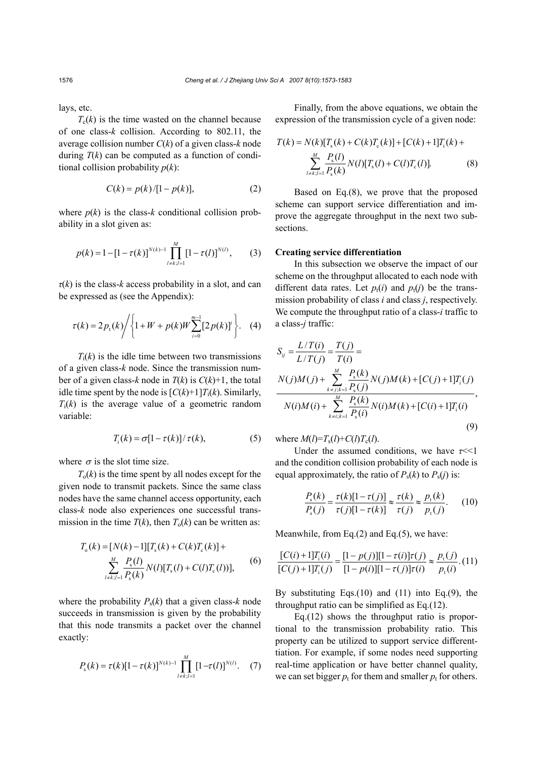lays, etc.

$T_c(k)$ is the time wasted on the channel because of one class-$k$ collision. According to 802.11, the average collision number $C(k)$ of a given class-$k$ node during $T(k)$ can be computed as a function of conditional collision probability $p(k)$:

$$C(k) = p(k)/[1-p(k)], \tag{2}$$

where $p(k)$ is the class-$k$ conditional collision probability in a slot given as:

$$p(k) = 1 - [1-\tau(k)]^{N(k)-1} \prod_{l \neq k; l=1}^{M} [1-\tau(l)]^{N(l)}, \tag{3}$$

$\tau(k)$ is the class-$k$ access probability in a slot, and can be expressed as (see the Appendix):

$$\tau(k) = 2p_t(k) \Bigg/ \left\{1 + W + p(k)W \sum_{i=0}^{m-1} [2p(k)]^i\right\}. \tag{4}$$

$T_i(k)$ is the idle time between two transmissions of a given class-$k$ node. Since the transmission number of a given class-$k$ node in $T(k)$ is $C(k)+1$, the total idle time spent by the node is $[C(k)+1]T_i(k)$. Similarly, $T_i(k)$ is the average value of a geometric random variable:

$$T_i(k) = \sigma[1-\tau(k)]/\tau(k), \tag{5}$$

where $\sigma$ is the slot time size.

$T_o(k)$ is the time spent by all nodes except for the given node to transmit packets. Since the same class nodes have the same channel access opportunity, each class-$k$ node also experiences one successful transmission in the time $T(k)$, then $T_o(k)$ can be written as:

$$\begin{aligned} T_o(k) = {} & [N(k)-1][T_s(k) + C(k)T_c(k)] + \\ & \sum_{l \neq k; l=1}^{M} \frac{P_s(l)}{P_s(k)} N(l)[T_s(l) + C(l)T_c(l))], \end{aligned} \tag{6}$$

where the probability $P_s(k)$ that a given class-$k$ node succeeds in transmission is given by the probability that this node transmits a packet over the channel exactly:

$$P_s(k) = \tau(k)[1-\tau(k)]^{N(k)-1} \prod_{l \neq k; l=1}^{M} [1-\tau(l)]^{N(l)}. \tag{7}$$

Finally, from the above equations, we obtain the expression of the transmission cycle of a given node:

$$\begin{aligned} T(k) = {} & N(k)[T_s(k) + C(k)T_c(k)] + [C(k)+1]T_i(k) + \\ & \sum_{l \neq k; l=1}^{M} \frac{P_s(l)}{P_s(k)} N(l)[T_s(l) + C(l)T_c(l)]. \end{aligned} \tag{8}$$

Based on Eq.(8), we prove that the proposed scheme can support service differentiation and improve the aggregate throughput in the next two subsections.

**Creating service differentiation**

In this subsection we observe the impact of our scheme on the throughput allocated to each node with different data rates. Let $p_t(i)$ and $p_t(j)$ be the transmission probability of class $i$ and class $j$, respectively. We compute the throughput ratio of a class-$i$ traffic to a class-$j$ traffic:

$$\begin{aligned} S_{ij} = {} & \frac{L/T(i)}{L/T(j)} = \frac{T(j)}{T(i)} = \\ & \frac{N(j)M(j) + \sum\limits_{k \neq j; k=1}^{M} \frac{P_s(k)}{P_s(j)} N(j)M(k) + [C(j)+1]T_i(j)}{N(i)M(i) + \sum\limits_{k \neq i; k=1}^{M} \frac{P_s(k)}{P_s(i)} N(i)M(k) + [C(i)+1]T_i(i)}, \end{aligned} \tag{9}$$

where $M(l) = T_s(l) + C(l)T_c(l)$.

Under the assumed conditions, we have $\tau << 1$ and the condition collision probability of each node is equal approximately, the ratio of $P_s(k)$ to $P_s(j)$ is:

$$\frac{P_s(k)}{P_s(j)} = \frac{\tau(k)[1-\tau(j)]}{\tau(j)[1-\tau(k)]} \approx \frac{\tau(k)}{\tau(j)} \approx \frac{p_t(k)}{p_t(j)}. \tag{10}$$

Meanwhile, from Eq.(2) and Eq.(5), we have:

$$\frac{[C(i)+1]T_i(i)}{[C(j)+1]T_i(j)} = \frac{[1-p(j)][1-\tau(i)]\tau(j)}{[1-p(i)][1-\tau(j)]\tau(i)} \approx \frac{p_t(j)}{p_t(i)}. \tag{11}$$

By substituting Eqs.(10) and (11) into Eq.(9), the throughput ratio can be simplified as Eq.(12).

Eq.(12) shows the throughput ratio is proportional to the transmission probability ratio. This property can be utilized to support service differenttiation. For example, if some nodes need supporting real-time application or have better channel quality, we can set bigger $p_t$ for them and smaller $p_t$ for others.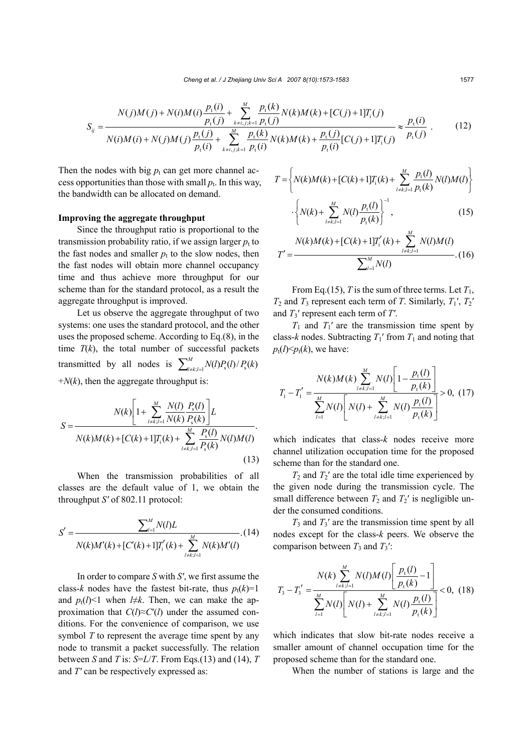$$S_{ij} = \frac{N(j)M(j) + N(i)M(i)\dfrac{p_t(i)}{p_t(j)} + \sum\limits_{k\neq i,j;k=1}^{M} \dfrac{p_t(k)}{p_t(j)} N(k)M(k) + [C(j)+1]T_i(j)}{N(i)M(i) + N(j)M(j)\dfrac{p_t(j)}{p_t(i)} + \sum\limits_{k\neq i,j;k=1}^{M} \dfrac{p_t(k)}{p_t(i)} N(k)M(k) + \dfrac{p_t(j)}{p_t(i)}[C(j)+1]T_i(j)} \approx \frac{p_t(i)}{p_t(j)}. \quad (12)$$

Then the nodes with big $p_t$ can get more channel access opportunities than those with small $p_t$. In this way, the bandwidth can be allocated on demand.

**Improving the aggregate throughput**

Since the throughput ratio is proportional to the transmission probability ratio, if we assign larger $p_t$ to the fast nodes and smaller $p_t$ to the slow nodes, then the fast nodes will obtain more channel occupancy time and thus achieve more throughput for our scheme than for the standard protocol, as a result the aggregate throughput is improved.

Let us observe the aggregate throughput of two systems: one uses the standard protocol, and the other uses the proposed scheme. According to Eq.(8), in the time $T(k)$, the total number of successful packets transmitted by all nodes is $\sum_{l\neq k;l=1}^{M} N(l)P_s(l)/P_s(k) + N(k)$, then the aggregate throughput is:

$$S = \frac{N(k)\left[1 + \sum\limits_{l\neq k;l=1}^{M} \dfrac{N(l)}{N(k)} \dfrac{P_s(l)}{P_s(k)}\right] L}{N(k)M(k) + [C(k)+1]T_i(k) + \sum\limits_{l\neq k;l=1}^{M} \dfrac{P_s(l)}{P_s(k)} N(l)M(l)}. \quad (13)$$

When the transmission probabilities of all classes are the default value of 1, we obtain the throughput $S'$ of 802.11 protocol:

$$S' = \frac{\sum_{l=1}^{M} N(l)L}{N(k)M'(k) + [C'(k)+1]T_i'(k) + \sum\limits_{l\neq k;l=1}^{M} N(k)M'(l)}. \quad (14)$$

In order to compare $S$ with $S'$, we first assume the class-$k$ nodes have the fastest bit-rate, thus $p_t(k)=1$ and $p_t(l)<1$ when $l\neq k$. Then, we can make the approximation that $C(l)\approx C'(l)$ under the assumed conditions. For the convenience of comparison, we use symbol $T$ to represent the average time spent by any node to transmit a packet successfully. The relation between $S$ and $T$ is: $S=L/T$. From Eqs.(13) and (14), $T$ and $T'$ can be respectively expressed as:

$$T = \left\{ N(k)M(k) + [C(k)+1]T_i(k) + \sum_{l\neq k;l=1}^{M} \frac{p_t(l)}{p_t(k)} N(l)M(l) \right\} \cdot \left\{ N(k) + \sum_{l\neq k;l=1}^{M} N(l)\frac{p_t(l)}{p_t(k)} \right\}^{-1}, \quad (15)$$

$$T' = \frac{N(k)M(k) + [C(k)+1]T_i'(k) + \sum\limits_{l\neq k;l=1}^{M} N(l)M(l)}{\sum_{l=1}^{M} N(l)}. \quad (16)$$

From Eq.(15), $T$ is the sum of three terms. Let $T_1$, $T_2$ and $T_3$ represent each term of $T$. Similarly, $T_1'$, $T_2'$ and $T_3'$ represent each term of $T'$.

$T_1$ and $T_1'$ are the transmission time spent by class-$k$ nodes. Subtracting $T_1'$ from $T_1$ and noting that $p_t(l)<p_t(k)$, we have:

$$T_1 - T_1' = \frac{N(k)M(k)\sum\limits_{l\neq k;l=1}^{M} N(l)\left[1 - \dfrac{p_t(l)}{p_t(k)}\right]}{\sum\limits_{l=1}^{M} N(l)\left[N(l) + \sum\limits_{l\neq k;l=1}^{M} N(l)\dfrac{p_t(l)}{p_t(k)}\right]} > 0, \quad (17)$$

which indicates that class-$k$ nodes receive more channel utilization occupation time for the proposed scheme than for the standard one.

$T_2$ and $T_2'$ are the total idle time experienced by the given node during the transmission cycle. The small difference between $T_2$ and $T_2'$ is negligible under the consumed conditions.

$T_3$ and $T_3'$ are the transmission time spent by all nodes except for the class-$k$ peers. We observe the comparison between $T_3$ and $T_3'$:

$$T_3 - T_3' = \frac{N(k)\sum\limits_{l\neq k;l=1}^{M} N(l)M(l)\left[\dfrac{p_t(l)}{p_t(k)} - 1\right]}{\sum\limits_{l=1}^{M} N(l)\left[N(l) + \sum\limits_{l\neq k;l=1}^{M} N(l)\dfrac{p_t(l)}{p_t(k)}\right]} < 0, \quad (18)$$

which indicates that slow bit-rate nodes receive a smaller amount of channel occupation time for the proposed scheme than for the standard one.

When the number of stations is large and the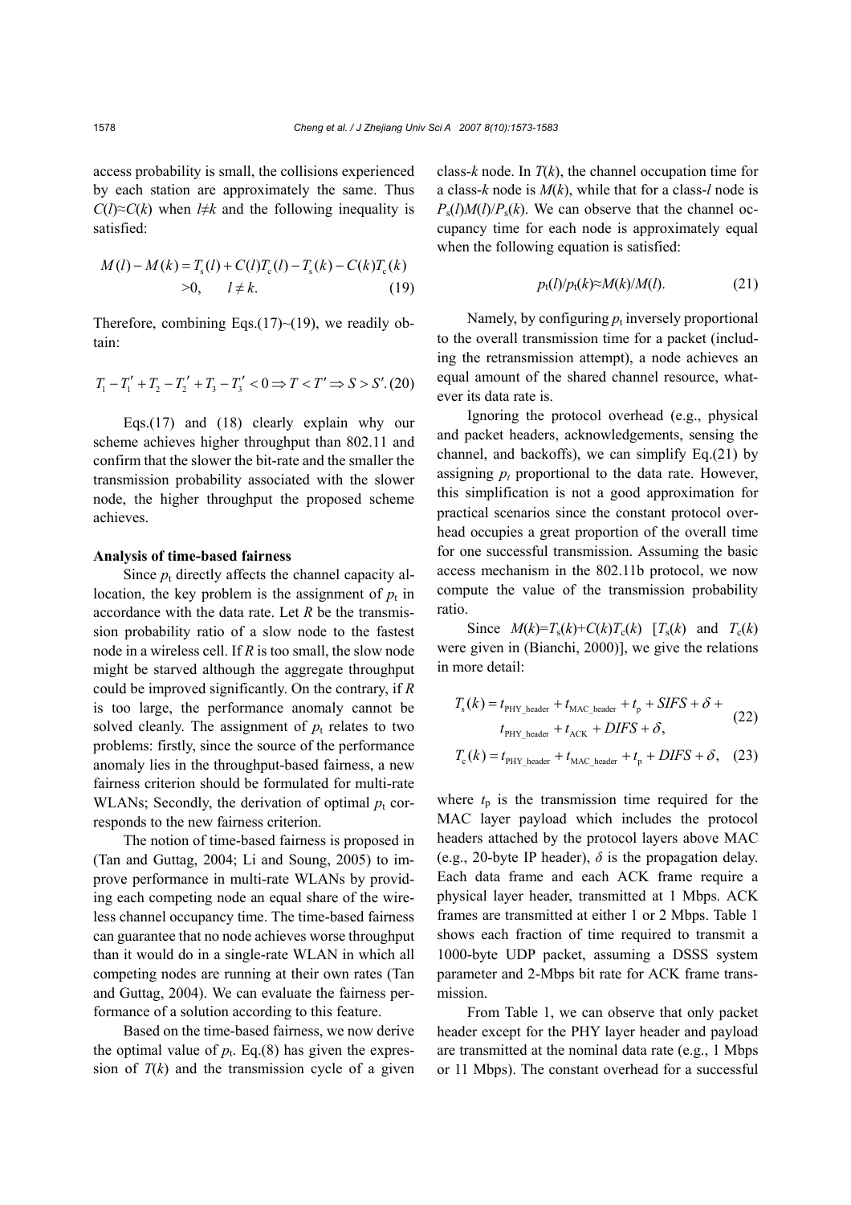access probability is small, the collisions experienced by each station are approximately the same. Thus $C(l)\approx C(k)$ when $l\neq k$ and the following inequality is satisfied:

$$M(l)-M(k)=T_{\rm s}(l)+C(l)T_{\rm c}(l)-T_{\rm s}(k)-C(k)T_{\rm c}(k)>0,\quad l\neq k. \tag{19}$$

Therefore, combining Eqs.(17)~(19), we readily obtain:

$$T_1-T_1'+T_2-T_2'+T_3-T_3'<0\Rightarrow T<T'\Rightarrow S>S'. \tag{20}$$

Eqs.(17) and (18) clearly explain why our scheme achieves higher throughput than 802.11 and confirm that the slower the bit-rate and the smaller the transmission probability associated with the slower node, the higher throughput the proposed scheme achieves.

**Analysis of time-based fairness**

Since $p_{\rm t}$ directly affects the channel capacity allocation, the key problem is the assignment of $p_{\rm t}$ in accordance with the data rate. Let $R$ be the transmission probability ratio of a slow node to the fastest node in a wireless cell. If $R$ is too small, the slow node might be starved although the aggregate throughput could be improved significantly. On the contrary, if $R$ is too large, the performance anomaly cannot be solved cleanly. The assignment of $p_{\rm t}$ relates to two problems: firstly, since the source of the performance anomaly lies in the throughput-based fairness, a new fairness criterion should be formulated for multi-rate WLANs; Secondly, the derivation of optimal $p_{\rm t}$ corresponds to the new fairness criterion.

The notion of time-based fairness is proposed in (Tan and Guttag, 2004; Li and Soung, 2005) to improve performance in multi-rate WLANs by providing each competing node an equal share of the wireless channel occupancy time. The time-based fairness can guarantee that no node achieves worse throughput than it would do in a single-rate WLAN in which all competing nodes are running at their own rates (Tan and Guttag, 2004). We can evaluate the fairness performance of a solution according to this feature.

Based on the time-based fairness, we now derive the optimal value of $p_{\rm t}$. Eq.(8) has given the expression of $T(k)$ and the transmission cycle of a given class-$k$ node. In $T(k)$, the channel occupation time for a class-$k$ node is $M(k)$, while that for a class-$l$ node is $P_{\rm s}(l)M(l)/P_{\rm s}(k)$. We can observe that the channel occupancy time for each node is approximately equal when the following equation is satisfied:

$$p_{\rm t}(l)/p_{\rm t}(k)\approx M(k)/M(l). \tag{21}$$

Namely, by configuring $p_{\rm t}$ inversely proportional to the overall transmission time for a packet (including the retransmission attempt), a node achieves an equal amount of the shared channel resource, whatever its data rate is.

Ignoring the protocol overhead (e.g., physical and packet headers, acknowledgements, sensing the channel, and backoffs), we can simplify Eq.(21) by assigning $p_t$ proportional to the data rate. However, this simplification is not a good approximation for practical scenarios since the constant protocol overhead occupies a great proportion of the overall time for one successful transmission. Assuming the basic access mechanism in the 802.11b protocol, we now compute the value of the transmission probability ratio.

Since $M(k)=T_{\rm s}(k)+C(k)T_{\rm c}(k)$ [$T_{\rm s}(k)$ and $T_{\rm c}(k)$ were given in (Bianchi, 2000)], we give the relations in more detail:

$$T_{\rm s}(k)=t_{\rm PHY\_header}+t_{\rm MAC\_header}+t_{\rm p}+SIFS+\delta+t_{\rm PHY\_header}+t_{\rm ACK}+DIFS+\delta, \tag{22}$$

$$T_{\rm c}(k)=t_{\rm PHY\_header}+t_{\rm MAC\_header}+t_{\rm p}+DIFS+\delta, \tag{23}$$

where $t_{\rm p}$ is the transmission time required for the MAC layer payload which includes the protocol headers attached by the protocol layers above MAC (e.g., 20-byte IP header), $\delta$ is the propagation delay. Each data frame and each ACK frame require a physical layer header, transmitted at 1 Mbps. ACK frames are transmitted at either 1 or 2 Mbps. Table 1 shows each fraction of time required to transmit a 1000-byte UDP packet, assuming a DSSS system parameter and 2-Mbps bit rate for ACK frame transmission.

From Table 1, we can observe that only packet header except for the PHY layer header and payload are transmitted at the nominal data rate (e.g., 1 Mbps or 11 Mbps). The constant overhead for a successful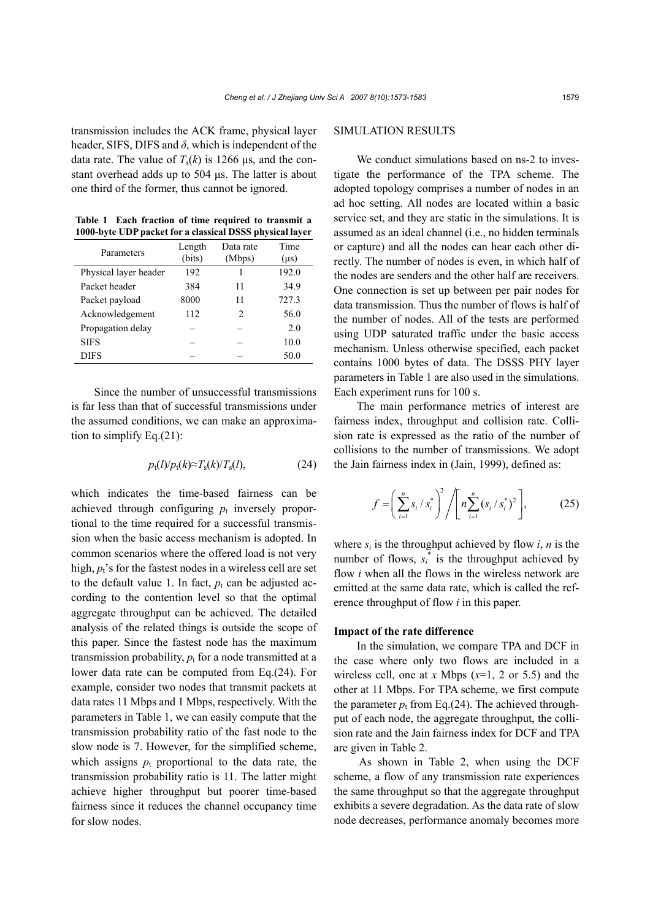transmission includes the ACK frame, physical layer header, SIFS, DIFS and $\delta$, which is independent of the data rate. The value of $T_s(k)$ is 1266 μs, and the constant overhead adds up to 504 μs. The latter is about one third of the former, thus cannot be ignored.

**Table 1 Each fraction of time required to transmit a 1000-byte UDP packet for a classical DSSS physical layer**

| Parameters | Length (bits) | Data rate (Mbps) | Time (μs) |
|---|---|---|---|
| Physical layer header | 192 | 1 | 192.0 |
| Packet header | 384 | 11 | 34.9 |
| Packet payload | 8000 | 11 | 727.3 |
| Acknowledgement | 112 | 2 | 56.0 |
| Propagation delay | – | – | 2.0 |
| SIFS | – | – | 10.0 |
| DIFS | – | – | 50.0 |

Since the number of unsuccessful transmissions is far less than that of successful transmissions under the assumed conditions, we can make an approximation to simplify Eq.(21):

$$p_t(l)/p_t(k)\approx T_s(k)/T_s(l), \tag{24}$$

which indicates the time-based fairness can be achieved through configuring $p_t$ inversely proportional to the time required for a successful transmission when the basic access mechanism is adopted. In common scenarios where the offered load is not very high, $p_t$'s for the fastest nodes in a wireless cell are set to the default value 1. In fact, $p_t$ can be adjusted according to the contention level so that the optimal aggregate throughput can be achieved. The detailed analysis of the related things is outside the scope of this paper. Since the fastest node has the maximum transmission probability, $p_t$ for a node transmitted at a lower data rate can be computed from Eq.(24). For example, consider two nodes that transmit packets at data rates 11 Mbps and 1 Mbps, respectively. With the parameters in Table 1, we can easily compute that the transmission probability ratio of the fast node to the slow node is 7. However, for the simplified scheme, which assigns $p_t$ proportional to the data rate, the transmission probability ratio is 11. The latter might achieve higher throughput but poorer time-based fairness since it reduces the channel occupancy time for slow nodes.

## SIMULATION RESULTS

We conduct simulations based on ns-2 to investigate the performance of the TPA scheme. The adopted topology comprises a number of nodes in an ad hoc setting. All nodes are located within a basic service set, and they are static in the simulations. It is assumed as an ideal channel (i.e., no hidden terminals or capture) and all the nodes can hear each other directly. The number of nodes is even, in which half of the nodes are senders and the other half are receivers. One connection is set up between per pair nodes for data transmission. Thus the number of flows is half of the number of nodes. All of the tests are performed using UDP saturated traffic under the basic access mechanism. Unless otherwise specified, each packet contains 1000 bytes of data. The DSSS PHY layer parameters in Table 1 are also used in the simulations. Each experiment runs for 100 s.

The main performance metrics of interest are fairness index, throughput and collision rate. Collision rate is expressed as the ratio of the number of collisions to the number of transmissions. We adopt the Jain fairness index in (Jain, 1999), defined as:

$$f=\left(\sum_{i=1}^{n}s_i/s_i^*\right)^2\Bigg/\left[n\sum_{i=1}^{n}(s_i/s_i^*)^2\right], \tag{25}$$

where $s_i$ is the throughput achieved by flow $i$, $n$ is the number of flows, $s_i^*$ is the throughput achieved by flow $i$ when all the flows in the wireless network are emitted at the same data rate, which is called the reference throughput of flow $i$ in this paper.

### Impact of the rate difference

In the simulation, we compare TPA and DCF in the case where only two flows are included in a wireless cell, one at $x$ Mbps ($x$=1, 2 or 5.5) and the other at 11 Mbps. For TPA scheme, we first compute the parameter $p_t$ from Eq.(24). The achieved throughput of each node, the aggregate throughput, the collision rate and the Jain fairness index for DCF and TPA are given in Table 2.

As shown in Table 2, when using the DCF scheme, a flow of any transmission rate experiences the same throughput so that the aggregate throughput exhibits a severe degradation. As the data rate of slow node decreases, performance anomaly becomes more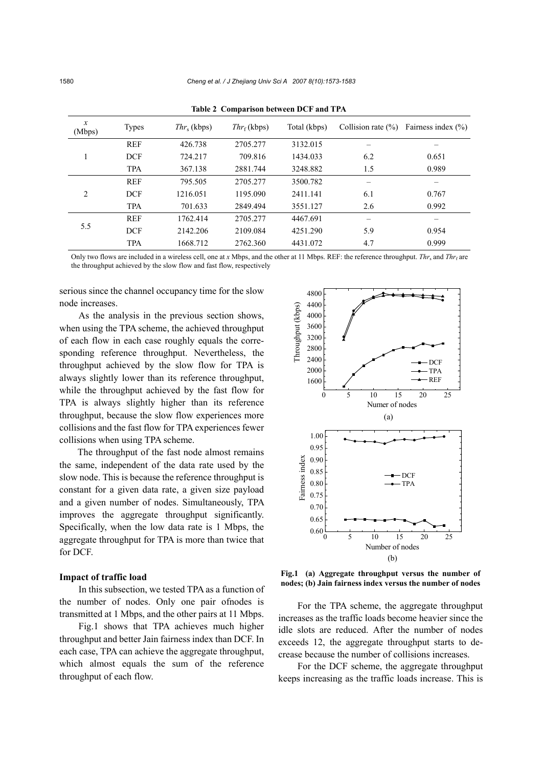**Table 2 Comparison between DCF and TPA**

| $x$ (Mbps) | Types | $Thr_s$ (kbps) | $Thr_f$ (kbps) | Total (kbps) | Collision rate (%) | Fairness index (%) |
|---|---|---|---|---|---|---|
| 1 | REF | 426.738 | 2705.277 | 3132.015 | – | – |
| | DCF | 724.217 | 709.816 | 1434.033 | 6.2 | 0.651 |
| | TPA | 367.138 | 2881.744 | 3248.882 | 1.5 | 0.989 |
| 2 | REF | 795.505 | 2705.277 | 3500.782 | – | – |
| | DCF | 1216.051 | 1195.090 | 2411.141 | 6.1 | 0.767 |
| | TPA | 701.633 | 2849.494 | 3551.127 | 2.6 | 0.992 |
| 5.5 | REF | 1762.414 | 2705.277 | 4467.691 | – | – |
| | DCF | 2142.206 | 2109.084 | 4251.290 | 5.9 | 0.954 |
| | TPA | 1668.712 | 2762.360 | 4431.072 | 4.7 | 0.999 |

Only two flows are included in a wireless cell, one at $x$ Mbps, and the other at 11 Mbps. REF: the reference throughput. $Thr_s$ and $Thr_f$ are the throughput achieved by the slow flow and fast flow, respectively

serious since the channel occupancy time for the slow node increases.

As the analysis in the previous section shows, when using the TPA scheme, the achieved throughput of each flow in each case roughly equals the corresponding reference throughput. Nevertheless, the throughput achieved by the slow flow for TPA is always slightly lower than its reference throughput, while the throughput achieved by the fast flow for TPA is always slightly higher than its reference throughput, because the slow flow experiences more collisions and the fast flow for TPA experiences fewer collisions when using TPA scheme.

The throughput of the fast node almost remains the same, independent of the data rate used by the slow node. This is because the reference throughput is constant for a given data rate, a given size payload and a given number of nodes. Simultaneously, TPA improves the aggregate throughput significantly. Specifically, when the low data rate is 1 Mbps, the aggregate throughput for TPA is more than twice that for DCF.

**Impact of traffic load**

In this subsection, we tested TPA as a function of the number of nodes. Only one pair ofnodes is transmitted at 1 Mbps, and the other pairs at 11 Mbps.

Fig.1 shows that TPA achieves much higher throughput and better Jain fairness index than DCF. In each case, TPA can achieve the aggregate throughput, which almost equals the sum of the reference throughput of each flow.

**Fig.1 (a) Aggregate throughput versus the number of nodes; (b) Jain fairness index versus the number of nodes**

For the TPA scheme, the aggregate throughput increases as the traffic loads become heavier since the idle slots are reduced. After the number of nodes exceeds 12, the aggregate throughput starts to decrease because the number of collisions increases.

For the DCF scheme, the aggregate throughput keeps increasing as the traffic loads increase. This is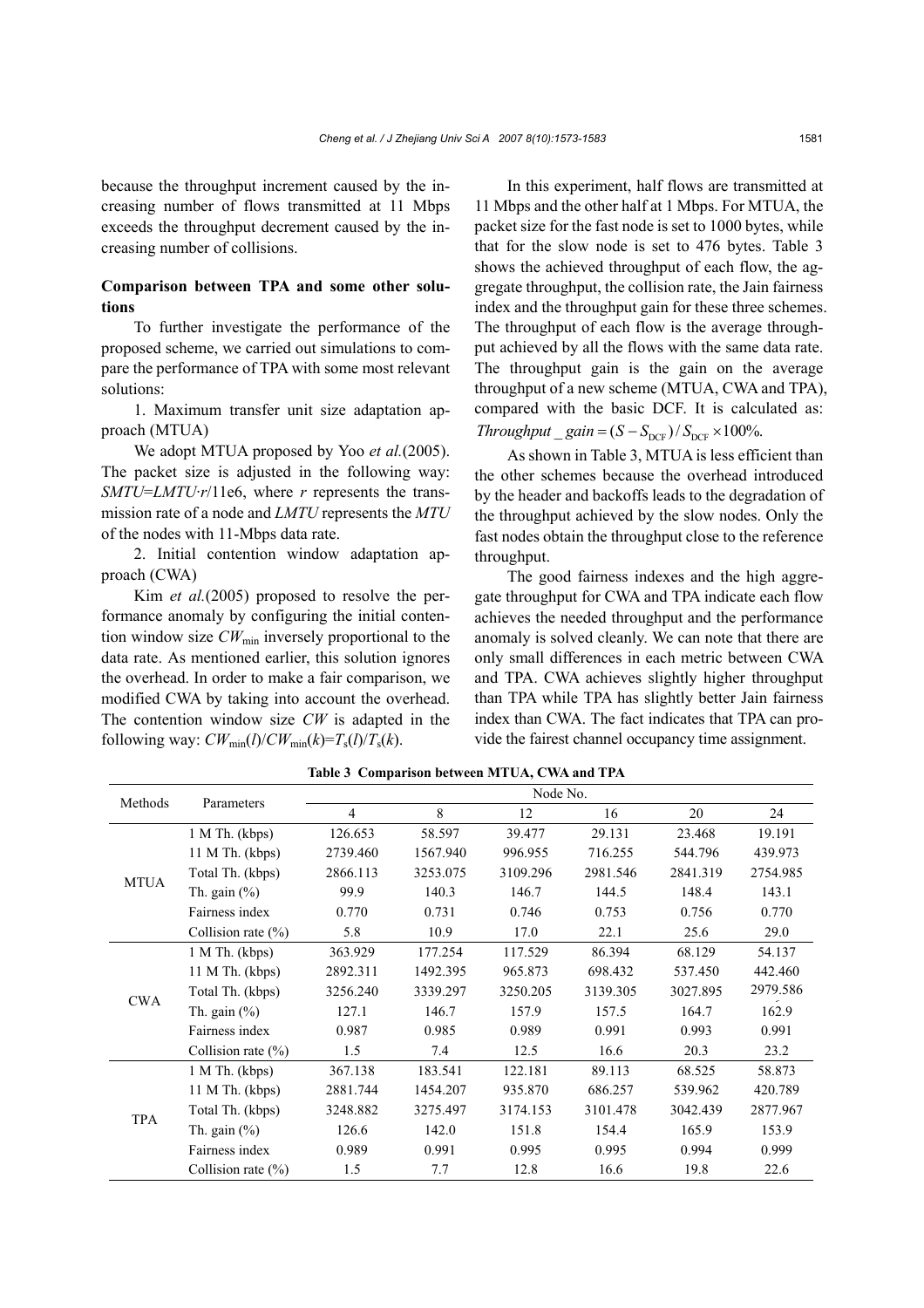because the throughput increment caused by the increasing number of flows transmitted at 11 Mbps exceeds the throughput decrement caused by the increasing number of collisions.

**Comparison between TPA and some other solutions**

To further investigate the performance of the proposed scheme, we carried out simulations to compare the performance of TPA with some most relevant solutions:

1. Maximum transfer unit size adaptation approach (MTUA)

We adopt MTUA proposed by Yoo *et al.*(2005). The packet size is adjusted in the following way: $SMTU=LMTU \cdot r/11e6$, where $r$ represents the transmission rate of a node and $LMTU$ represents the $MTU$ of the nodes with 11-Mbps data rate.

2. Initial contention window adaptation approach (CWA)

Kim *et al.*(2005) proposed to resolve the performance anomaly by configuring the initial contention window size $CW_{\min}$ inversely proportional to the data rate. As mentioned earlier, this solution ignores the overhead. In order to make a fair comparison, we modified CWA by taking into account the overhead. The contention window size $CW$ is adapted in the following way: $CW_{\min}(l)/CW_{\min}(k)=T_s(l)/T_s(k)$.

In this experiment, half flows are transmitted at 11 Mbps and the other half at 1 Mbps. For MTUA, the packet size for the fast node is set to 1000 bytes, while that for the slow node is set to 476 bytes. Table 3 shows the achieved throughput of each flow, the aggregate throughput, the collision rate, the Jain fairness index and the throughput gain for these three schemes. The throughput of each flow is the average throughput achieved by all the flows with the same data rate. The throughput gain is the gain on the average throughput of a new scheme (MTUA, CWA and TPA), compared with the basic DCF. It is calculated as: $Throughput\_gain=(S-S_{\text{DCF}})/S_{\text{DCF}}\times 100\%$.

As shown in Table 3, MTUA is less efficient than the other schemes because the overhead introduced by the header and backoffs leads to the degradation of the throughput achieved by the slow nodes. Only the fast nodes obtain the throughput close to the reference throughput.

The good fairness indexes and the high aggregate throughput for CWA and TPA indicate each flow achieves the needed throughput and the performance anomaly is solved cleanly. We can note that there are only small differences in each metric between CWA and TPA. CWA achieves slightly higher throughput than TPA while TPA has slightly better Jain fairness index than CWA. The fact indicates that TPA can provide the fairest channel occupancy time assignment.

**Table 3 Comparison between MTUA, CWA and TPA**

| Methods | Parameters | Node No. | | | | | |
|---|---|---|---|---|---|---|---|
| | | 4 | 8 | 12 | 16 | 20 | 24 |
| MTUA | 1 M Th. (kbps) | 126.653 | 58.597 | 39.477 | 29.131 | 23.468 | 19.191 |
| | 11 M Th. (kbps) | 2739.460 | 1567.940 | 996.955 | 716.255 | 544.796 | 439.973 |
| | Total Th. (kbps) | 2866.113 | 3253.075 | 3109.296 | 2981.546 | 2841.319 | 2754.985 |
| | Th. gain (%) | 99.9 | 140.3 | 146.7 | 144.5 | 148.4 | 143.1 |
| | Fairness index | 0.770 | 0.731 | 0.746 | 0.753 | 0.756 | 0.770 |
| | Collision rate (%) | 5.8 | 10.9 | 17.0 | 22.1 | 25.6 | 29.0 |
| CWA | 1 M Th. (kbps) | 363.929 | 177.254 | 117.529 | 86.394 | 68.129 | 54.137 |
| | 11 M Th. (kbps) | 2892.311 | 1492.395 | 965.873 | 698.432 | 537.450 | 442.460 |
| | Total Th. (kbps) | 3256.240 | 3339.297 | 3250.205 | 3139.305 | 3027.895 | 2979.586 |
| | Th. gain (%) | 127.1 | 146.7 | 157.9 | 157.5 | 164.7 | 162.9 |
| | Fairness index | 0.987 | 0.985 | 0.989 | 0.991 | 0.993 | 0.991 |
| | Collision rate (%) | 1.5 | 7.4 | 12.5 | 16.6 | 20.3 | 23.2 |
| TPA | 1 M Th. (kbps) | 367.138 | 183.541 | 122.181 | 89.113 | 68.525 | 58.873 |
| | 11 M Th. (kbps) | 2881.744 | 1454.207 | 935.870 | 686.257 | 539.962 | 420.789 |
| | Total Th. (kbps) | 3248.882 | 3275.497 | 3174.153 | 3101.478 | 3042.439 | 2877.967 |
| | Th. gain (%) | 126.6 | 142.0 | 151.8 | 154.4 | 165.9 | 153.9 |
| | Fairness index | 0.989 | 0.991 | 0.995 | 0.995 | 0.994 | 0.999 |
| | Collision rate (%) | 1.5 | 7.7 | 12.8 | 16.6 | 19.8 | 22.6 |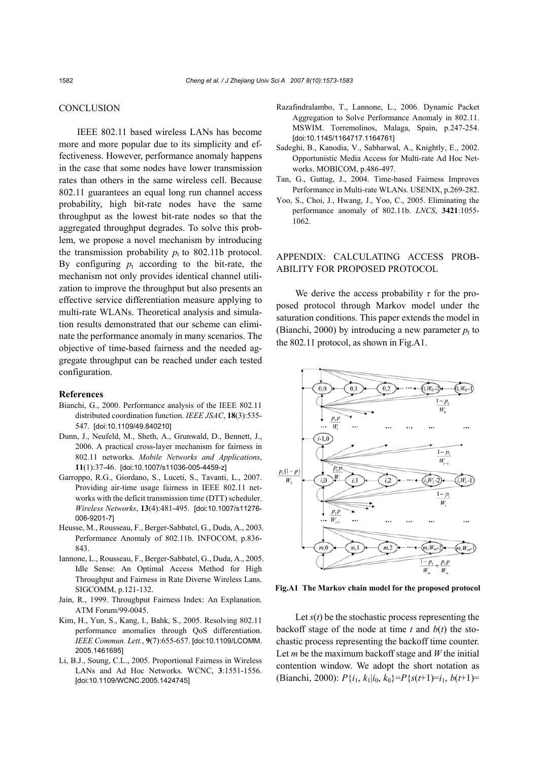## CONCLUSION

IEEE 802.11 based wireless LANs has become more and more popular due to its simplicity and effectiveness. However, performance anomaly happens in the case that some nodes have lower transmission rates than others in the same wireless cell. Because 802.11 guarantees an equal long run channel access probability, high bit-rate nodes have the same throughput as the lowest bit-rate nodes so that the aggregated throughput degrades. To solve this problem, we propose a novel mechanism by introducing the transmission probability $p_t$ to 802.11b protocol. By configuring $p_t$ according to the bit-rate, the mechanism not only provides identical channel utilization to improve the throughput but also presents an effective service differentiation measure applying to multi-rate WLANs. Theoretical analysis and simulation results demonstrated that our scheme can eliminate the performance anomaly in many scenarios. The objective of time-based fairness and the needed aggregate throughput can be reached under each tested configuration.

### References

Bianchi, G., 2000. Performance analysis of the IEEE 802.11 distributed coordination function. *IEEE JSAC*, **18**(3):535-547. [doi:10.1109/49.840210]

Dunn, J., Neufeld, M., Sheth, A., Grunwald, D., Bennett, J., 2006. A practical cross-layer mechanism for fairness in 802.11 networks. *Mobile Networks and Applications*, **11**(1):37-46. [doi:10.1007/s11036-005-4459-z]

Garroppo, R.G., Giordano, S., Luceti, S., Tavanti, L., 2007. Providing air-time usage fairness in IEEE 802.11 networks with the deficit transmission time (DTT) scheduler. *Wireless Networks*, **13**(4):481-495. [doi:10.1007/s11276-006-9201-7]

Heusse, M., Rousseau, F., Berger-Sabbatel, G., Duda, A., 2003. Performance Anomaly of 802.11b. INFOCOM, p.836-843.

Iannone, L., Rousseau, F., Berger-Sabbatel, G., Duda, A., 2005. Idle Sense: An Optimal Access Method for High Throughput and Fairness in Rate Diverse Wireless Lans. SIGCOMM, p.121-132.

Jain, R., 1999. Throughput Fairness Index: An Explanation. ATM Forum/99-0045.

Kim, H., Yun, S., Kang, I., Bahk, S., 2005. Resolving 802.11 performance anomalies through QoS differentiation. *IEEE Commun. Lett.*, **9**(7):655-657. [doi:10.1109/LCOMM.2005.1461695]

Li, B.J., Soung, C.L., 2005. Proportional Fairness in Wireless LANs and Ad Hoc Networks. WCNC, **3**:1551-1556. [doi:10.1109/WCNC.2005.1424745]

Razafindralambo, T., Lannone, L., 2006. Dynamic Packet Aggregation to Solve Performance Anomaly in 802.11. MSWIM. Torremolinos, Malaga, Spain, p.247-254. [doi:10.1145/1164717.1164761]

Sadeghi, B., Kanodia, V., Sabharwal, A., Knightly, E., 2002. Opportunistic Media Access for Multi-rate Ad Hoc Networks. MOBICOM, p.486-497.

Tan, G., Guttag, J., 2004. Time-based Fairness Improves Performance in Multi-rate WLANs. USENIX, p.269-282.

Yoo, S., Choi, J., Hwang, J., Yoo, C., 2005. Eliminating the performance anomaly of 802.11b. *LNCS*, **3421**:1055-1062.

## APPENDIX: CALCULATING ACCESS PROBABILITY FOR PROPOSED PROTOCOL

We derive the access probability $\tau$ for the proposed protocol through Markov model under the saturation conditions. This paper extends the model in (Bianchi, 2000) by introducing a new parameter $p_t$ to the 802.11 protocol, as shown in Fig.A1.

**Fig.A1 The Markov chain model for the proposed protocol**

Let $s(t)$ be the stochastic process representing the backoff stage of the node at time $t$ and $b(t)$ the stochastic process representing the backoff time counter. Let $m$ be the maximum backoff stage and $W$ the initial contention window. We adopt the short notation as (Bianchi, 2000): $P\{i_1, k_1|i_0, k_0\}=P\{s(t+1)=i_1, b(t+1)=$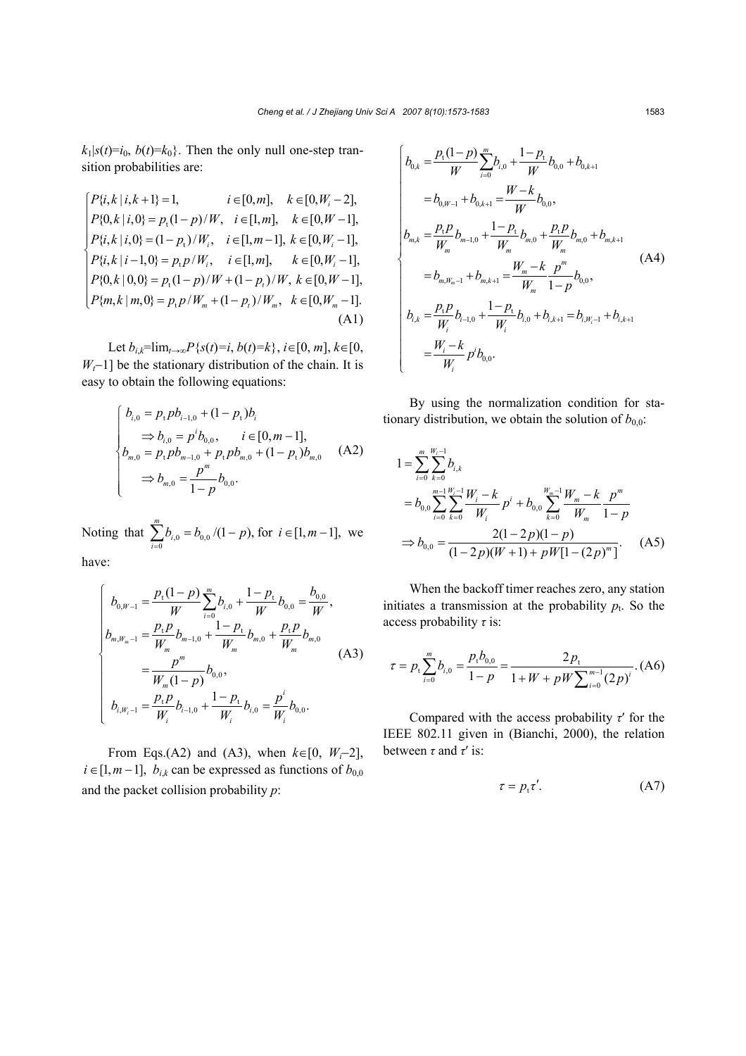$k_1|s(t)=i_0$, $b(t)=k_0\}$. Then the only null one-step transition probabilities are:

$$
\begin{cases}
P\{i,k\,|\,i,k+1\}=1, & i\in[0,m],\quad k\in[0,W_i-2],\\
P\{0,k\,|\,i,0\}=p_{\rm t}(1-p)/W, & i\in[1,m],\quad k\in[0,W-1],\\
P\{i,k\,|\,i,0\}=(1-p_{\rm t})/W_i, & i\in[1,m-1],\ k\in[0,W_i-1],\\
P\{i,k\,|\,i-1,0\}=p_{\rm t}p/W_i, & i\in[1,m],\quad k\in[0,W_i-1],\\
P\{0,k\,|\,0,0\}=p_{\rm t}(1-p)/W+(1-p_t)/W, & k\in[0,W-1],\\
P\{m,k\,|\,m,0\}=p_{\rm t}p/W_m+(1-p_{\rm t})/W_m, & k\in[0,W_m-1].
\end{cases}
\tag{A1}
$$

Let $b_{i,k}=\lim_{t\to\infty}P\{s(t)=i,\ b(t)=k\}$, $i\in[0,m]$, $k\in[0, W_i-1]$ be the stationary distribution of the chain. It is easy to obtain the following equations:

$$
\begin{cases}
b_{i,0}=p_{\rm t}pb_{i-1,0}+(1-p_{\rm t})b_i\\
\quad\Rightarrow b_{i,0}=p^ib_{0,0},\qquad i\in[0,m-1],\\
b_{m,0}=p_{\rm t}pb_{m-1,0}+p_{\rm t}pb_{m,0}+(1-p_{\rm t})b_{m,0}\\
\quad\Rightarrow b_{m,0}=\dfrac{p^m}{1-p}b_{0,0}.
\end{cases}
\tag{A2}
$$

Noting that $\sum_{i=0}^{m}b_{i,0}=b_{0,0}/(1-p)$, for $i\in[1,m-1]$, we have:

$$
\begin{cases}
b_{0,W-1}=\dfrac{p_{\rm t}(1-p)}{W}\displaystyle\sum_{i=0}^{m}b_{i,0}+\dfrac{1-p_{\rm t}}{W}b_{0,0}=\dfrac{b_{0,0}}{W},\\
b_{m,W_m-1}=\dfrac{p_{\rm t}p}{W_m}b_{m-1,0}+\dfrac{1-p_{\rm t}}{W_m}b_{m,0}+\dfrac{p_{\rm t}p}{W_m}b_{m,0}\\
\qquad=\dfrac{p^m}{W_m(1-p)}b_{0,0},\\
b_{i,W_i-1}=\dfrac{p_{\rm t}p}{W_i}b_{i-1,0}+\dfrac{1-p_{\rm t}}{W_i}b_{i,0}=\dfrac{p^i}{W_i}b_{0,0}.
\end{cases}
\tag{A3}
$$

From Eqs.(A2) and (A3), when $k\in[0, W_i-2]$, $i\in[1,m-1]$, $b_{i,k}$ can be expressed as functions of $b_{0,0}$ and the packet collision probability $p$:

$$
\begin{cases}
b_{0,k}=\dfrac{p_{\rm t}(1-p)}{W}\displaystyle\sum_{i=0}^{m}b_{i,0}+\dfrac{1-p_{\rm t}}{W}b_{0,0}+b_{0,k+1}\\
\qquad=b_{0,W-1}+b_{0,k+1}=\dfrac{W-k}{W}b_{0,0},\\
b_{m,k}=\dfrac{p_{\rm t}p}{W_m}b_{m-1,0}+\dfrac{1-p_{\rm t}}{W_m}b_{m,0}+\dfrac{p_{\rm t}p}{W_m}b_{m,0}+b_{m,k+1}\\
\qquad=b_{m,W_m-1}+b_{m,k+1}=\dfrac{W_m-k}{W_m}\dfrac{p^m}{1-p}b_{0,0},\\
b_{i,k}=\dfrac{p_{\rm t}p}{W_i}b_{i-1,0}+\dfrac{1-p_{\rm t}}{W_i}b_{i,0}+b_{i,k+1}=b_{i,W_i-1}+b_{i,k+1}\\
\qquad=\dfrac{W_i-k}{W_i}p^ib_{0,0}.
\end{cases}
\tag{A4}
$$

By using the normalization condition for stationary distribution, we obtain the solution of $b_{0,0}$:

$$
\begin{aligned}
1&=\sum_{i=0}^{m}\sum_{k=0}^{W_i-1}b_{i,k}\\
&=b_{0,0}\sum_{i=0}^{m-1}\sum_{k=0}^{W_i-1}\frac{W_i-k}{W_i}p^i+b_{0,0}\sum_{k=0}^{W_m-1}\frac{W_m-k}{W_m}\frac{p^m}{1-p}\\
\Rightarrow b_{0,0}&=\frac{2(1-2p)(1-p)}{(1-2p)(W+1)+pW[1-(2p)^m]}.
\end{aligned}
\tag{A5}
$$

When the backoff timer reaches zero, any station initiates a transmission at the probability $p_{\rm t}$. So the access probability $\tau$ is:

$$
\tau=p_{\rm t}\sum_{i=0}^{m}b_{i,0}=\frac{p_{\rm t}b_{0,0}}{1-p}=\frac{2p_{\rm t}}{1+W+pW\sum_{i=0}^{m-1}(2p)^i}.
\tag{A6}
$$

Compared with the access probability $\tau'$ for the IEEE 802.11 given in (Bianchi, 2000), the relation between $\tau$ and $\tau'$ is:

$$
\tau=p_{\rm t}\tau'.
\tag{A7}
$$